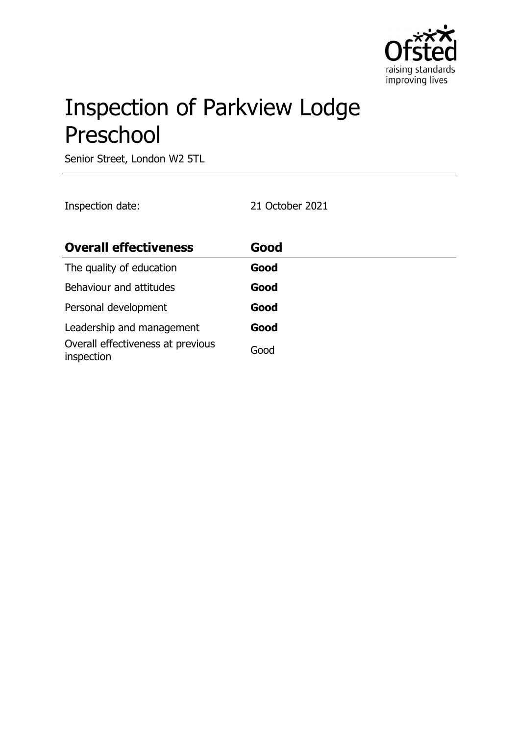# Inspection of Parkview Lodge Preschool

Senior Street, London W2 5TL

Inspection date: 21 October 2021

| **Overall effectiveness** | **Good** |
|---|---|
| The quality of education | **Good** |
| Behaviour and attitudes | **Good** |
| Personal development | **Good** |
| Leadership and management | **Good** |
| Overall effectiveness at previous inspection | Good |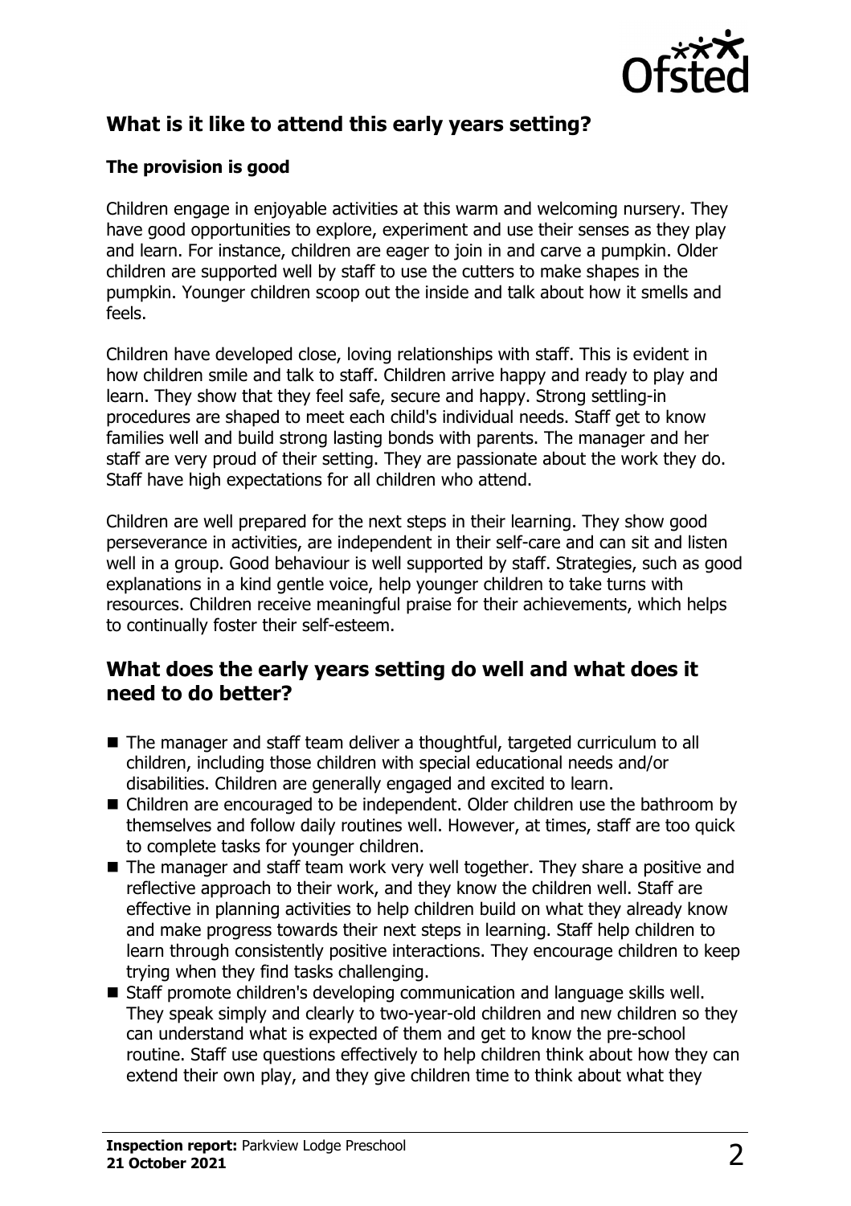## What is it like to attend this early years setting?

### The provision is good

Children engage in enjoyable activities at this warm and welcoming nursery. They have good opportunities to explore, experiment and use their senses as they play and learn. For instance, children are eager to join in and carve a pumpkin. Older children are supported well by staff to use the cutters to make shapes in the pumpkin. Younger children scoop out the inside and talk about how it smells and feels.

Children have developed close, loving relationships with staff. This is evident in how children smile and talk to staff. Children arrive happy and ready to play and learn. They show that they feel safe, secure and happy. Strong settling-in procedures are shaped to meet each child's individual needs. Staff get to know families well and build strong lasting bonds with parents. The manager and her staff are very proud of their setting. They are passionate about the work they do. Staff have high expectations for all children who attend.

Children are well prepared for the next steps in their learning. They show good perseverance in activities, are independent in their self-care and can sit and listen well in a group. Good behaviour is well supported by staff. Strategies, such as good explanations in a kind gentle voice, help younger children to take turns with resources. Children receive meaningful praise for their achievements, which helps to continually foster their self-esteem.

## What does the early years setting do well and what does it need to do better?

- The manager and staff team deliver a thoughtful, targeted curriculum to all children, including those children with special educational needs and/or disabilities. Children are generally engaged and excited to learn.
- Children are encouraged to be independent. Older children use the bathroom by themselves and follow daily routines well. However, at times, staff are too quick to complete tasks for younger children.
- The manager and staff team work very well together. They share a positive and reflective approach to their work, and they know the children well. Staff are effective in planning activities to help children build on what they already know and make progress towards their next steps in learning. Staff help children to learn through consistently positive interactions. They encourage children to keep trying when they find tasks challenging.
- Staff promote children's developing communication and language skills well. They speak simply and clearly to two-year-old children and new children so they can understand what is expected of them and get to know the pre-school routine. Staff use questions effectively to help children think about how they can extend their own play, and they give children time to think about what they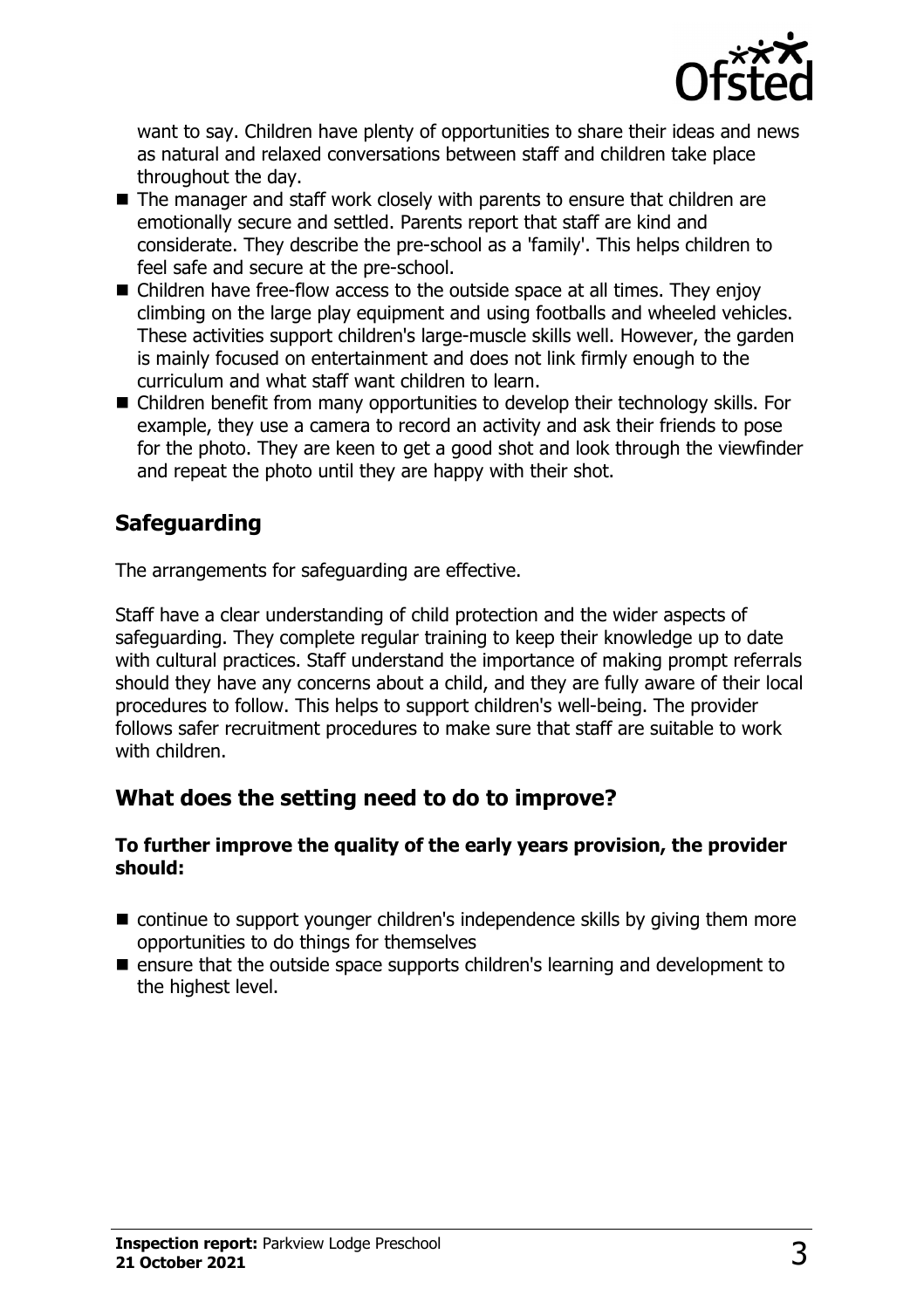want to say. Children have plenty of opportunities to share their ideas and news as natural and relaxed conversations between staff and children take place throughout the day.

- The manager and staff work closely with parents to ensure that children are emotionally secure and settled. Parents report that staff are kind and considerate. They describe the pre-school as a 'family'. This helps children to feel safe and secure at the pre-school.
- Children have free-flow access to the outside space at all times. They enjoy climbing on the large play equipment and using footballs and wheeled vehicles. These activities support children's large-muscle skills well. However, the garden is mainly focused on entertainment and does not link firmly enough to the curriculum and what staff want children to learn.
- Children benefit from many opportunities to develop their technology skills. For example, they use a camera to record an activity and ask their friends to pose for the photo. They are keen to get a good shot and look through the viewfinder and repeat the photo until they are happy with their shot.

## Safeguarding

The arrangements for safeguarding are effective.

Staff have a clear understanding of child protection and the wider aspects of safeguarding. They complete regular training to keep their knowledge up to date with cultural practices. Staff understand the importance of making prompt referrals should they have any concerns about a child, and they are fully aware of their local procedures to follow. This helps to support children's well-being. The provider follows safer recruitment procedures to make sure that staff are suitable to work with children.

## What does the setting need to do to improve?

**To further improve the quality of the early years provision, the provider should:**

- continue to support younger children's independence skills by giving them more opportunities to do things for themselves
- ensure that the outside space supports children's learning and development to the highest level.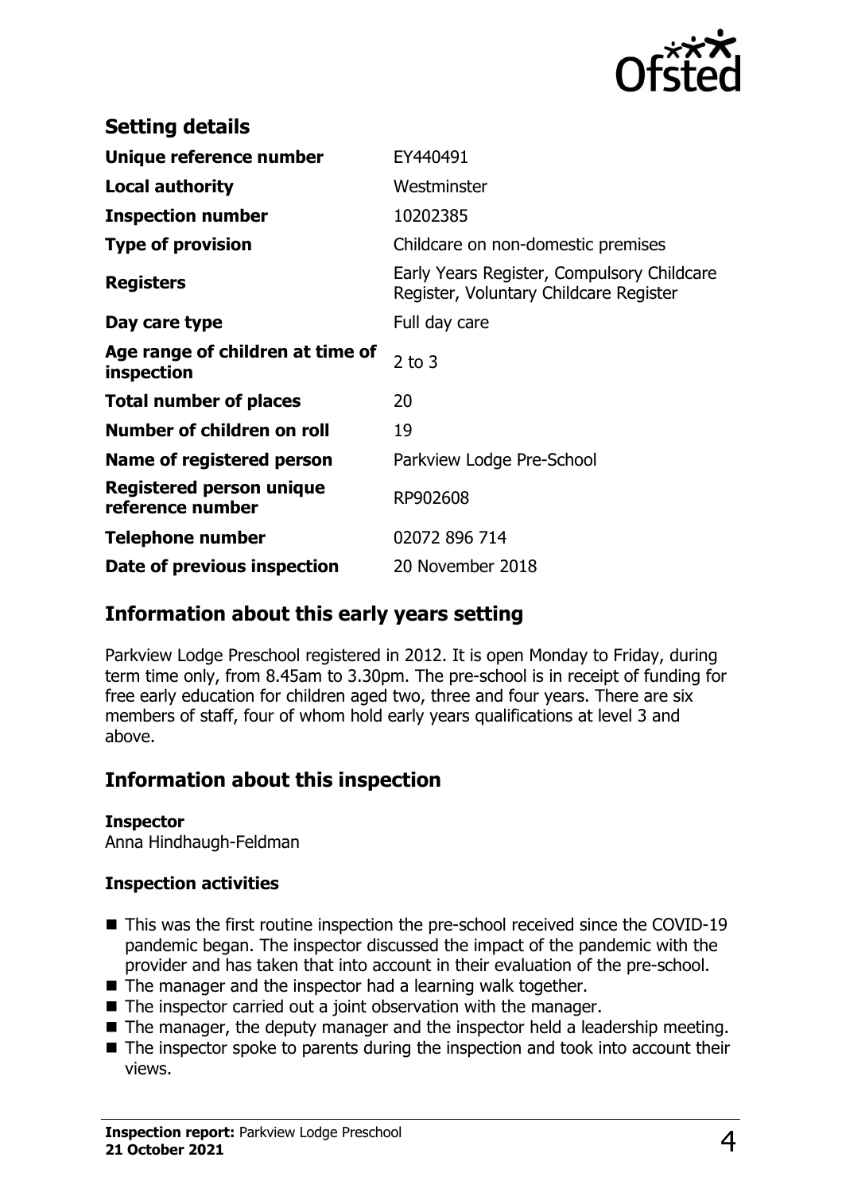## Setting details

| | |
|---|---|
| **Unique reference number** | EY440491 |
| **Local authority** | Westminster |
| **Inspection number** | 10202385 |
| **Type of provision** | Childcare on non-domestic premises |
| **Registers** | Early Years Register, Compulsory Childcare Register, Voluntary Childcare Register |
| **Day care type** | Full day care |
| **Age range of children at time of inspection** | 2 to 3 |
| **Total number of places** | 20 |
| **Number of children on roll** | 19 |
| **Name of registered person** | Parkview Lodge Pre-School |
| **Registered person unique reference number** | RP902608 |
| **Telephone number** | 02072 896 714 |
| **Date of previous inspection** | 20 November 2018 |

## Information about this early years setting

Parkview Lodge Preschool registered in 2012. It is open Monday to Friday, during term time only, from 8.45am to 3.30pm. The pre-school is in receipt of funding for free early education for children aged two, three and four years. There are six members of staff, four of whom hold early years qualifications at level 3 and above.

## Information about this inspection

**Inspector**
Anna Hindhaugh-Feldman

**Inspection activities**

- This was the first routine inspection the pre-school received since the COVID-19 pandemic began. The inspector discussed the impact of the pandemic with the provider and has taken that into account in their evaluation of the pre-school.
- The manager and the inspector had a learning walk together.
- The inspector carried out a joint observation with the manager.
- The manager, the deputy manager and the inspector held a leadership meeting.
- The inspector spoke to parents during the inspection and took into account their views.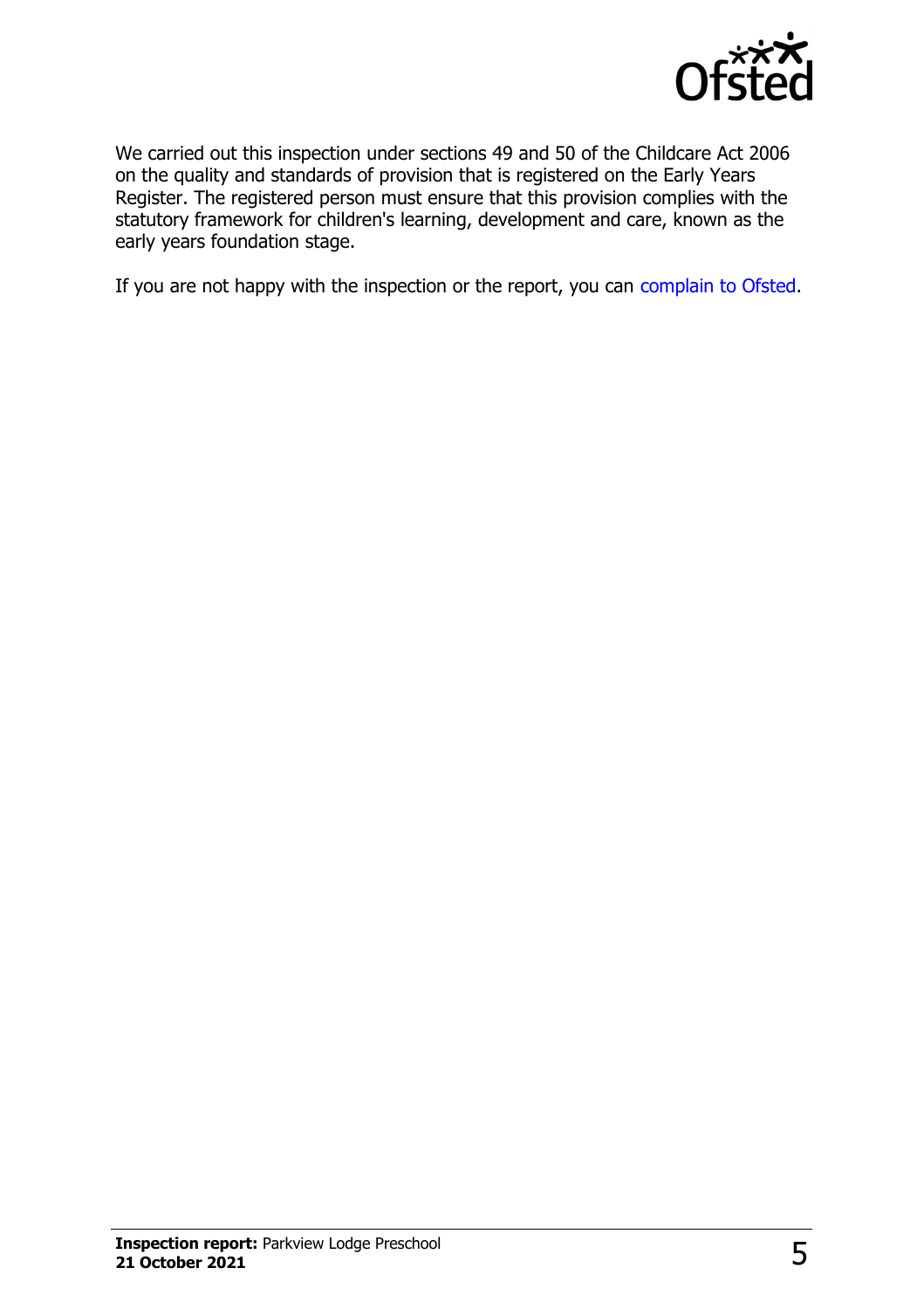We carried out this inspection under sections 49 and 50 of the Childcare Act 2006 on the quality and standards of provision that is registered on the Early Years Register. The registered person must ensure that this provision complies with the statutory framework for children's learning, development and care, known as the early years foundation stage.

If you are not happy with the inspection or the report, you can complain to Ofsted.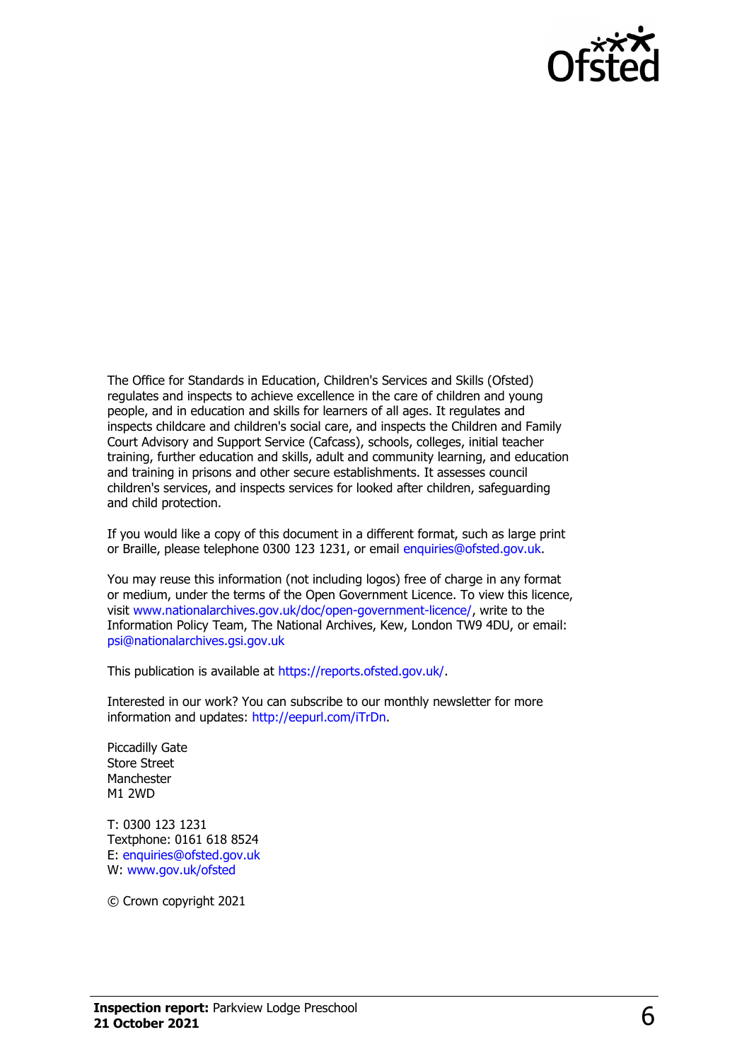The Office for Standards in Education, Children's Services and Skills (Ofsted) regulates and inspects to achieve excellence in the care of children and young people, and in education and skills for learners of all ages. It regulates and inspects childcare and children's social care, and inspects the Children and Family Court Advisory and Support Service (Cafcass), schools, colleges, initial teacher training, further education and skills, adult and community learning, and education and training in prisons and other secure establishments. It assesses council children's services, and inspects services for looked after children, safeguarding and child protection.

If you would like a copy of this document in a different format, such as large print or Braille, please telephone 0300 123 1231, or email enquiries@ofsted.gov.uk.

You may reuse this information (not including logos) free of charge in any format or medium, under the terms of the Open Government Licence. To view this licence, visit www.nationalarchives.gov.uk/doc/open-government-licence/, write to the Information Policy Team, The National Archives, Kew, London TW9 4DU, or email: psi@nationalarchives.gsi.gov.uk

This publication is available at https://reports.ofsted.gov.uk/.

Interested in our work? You can subscribe to our monthly newsletter for more information and updates: http://eepurl.com/iTrDn.

Piccadilly Gate
Store Street
Manchester
M1 2WD

T: 0300 123 1231
Textphone: 0161 618 8524
E: enquiries@ofsted.gov.uk
W: www.gov.uk/ofsted

© Crown copyright 2021